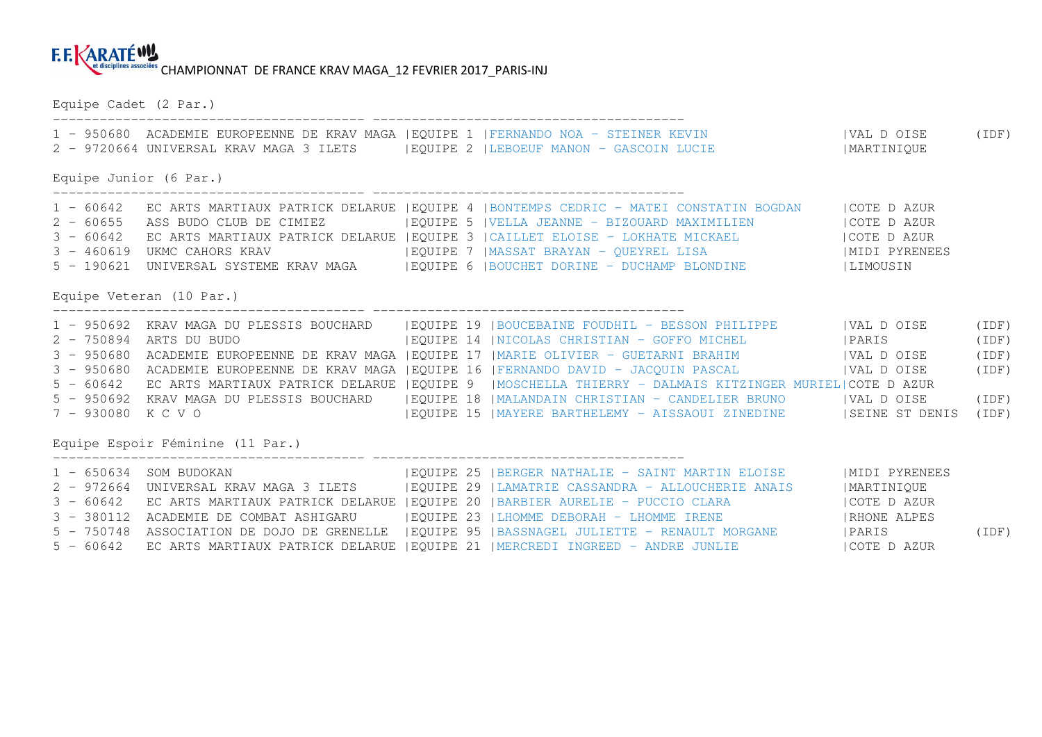F.F.KARATÉ et disciplines associées CHAMPIONNAT DE FRANCE KRAV MAGA_12 FEVRIER 2017_PARIS-INJ

## Equipe Cadet (2 Par.)

| Rang | Code | Club | Equipe | Membres | Ligue | |
|---|---|---|---|---|---|---|
| 1 | 950680 | ACADEMIE EUROPEENNE DE KRAV MAGA | EQUIPE 1 | FERNANDO NOA - STEINER KEVIN | VAL D OISE | (IDF) |
| 2 | 9720664 | UNIVERSAL KRAV MAGA 3 ILETS | EQUIPE 2 | LEBOEUF MANON - GASCOIN LUCIE | MARTINIQUE | |

## Equipe Junior (6 Par.)

| Rang | Code | Club | Equipe | Membres | Ligue | |
|---|---|---|---|---|---|---|
| 1 | 60642 | EC ARTS MARTIAUX PATRICK DELARUE | EQUIPE 4 | BONTEMPS CEDRIC - MATEI CONSTATIN BOGDAN | COTE D AZUR | |
| 2 | 60655 | ASS BUDO CLUB DE CIMIEZ | EQUIPE 5 | VELLA JEANNE - BIZOUARD MAXIMILIEN | COTE D AZUR | |
| 3 | 60642 | EC ARTS MARTIAUX PATRICK DELARUE | EQUIPE 3 | CAILLET ELOISE - LOKHATE MICKAEL | COTE D AZUR | |
| 3 | 460619 | UKMC CAHORS KRAV | EQUIPE 7 | MASSAT BRAYAN - QUEYREL LISA | MIDI PYRENEES | |
| 5 | 190621 | UNIVERSAL SYSTEME KRAV MAGA | EQUIPE 6 | BOUCHET DORINE - DUCHAMP BLONDINE | LIMOUSIN | |

## Equipe Veteran (10 Par.)

| Rang | Code | Club | Equipe | Membres | Ligue | |
|---|---|---|---|---|---|---|
| 1 | 950692 | KRAV MAGA DU PLESSIS BOUCHARD | EQUIPE 19 | BOUCEBAINE FOUDHIL - BESSON PHILIPPE | VAL D OISE | (IDF) |
| 2 | 750894 | ARTS DU BUDO | EQUIPE 14 | NICOLAS CHRISTIAN - GOFFO MICHEL | PARIS | (IDF) |
| 3 | 950680 | ACADEMIE EUROPEENNE DE KRAV MAGA | EQUIPE 17 | MARIE OLIVIER - GUETARNI BRAHIM | VAL D OISE | (IDF) |
| 3 | 950680 | ACADEMIE EUROPEENNE DE KRAV MAGA | EQUIPE 16 | FERNANDO DAVID - JACQUIN PASCAL | VAL D OISE | (IDF) |
| 5 | 60642 | EC ARTS MARTIAUX PATRICK DELARUE | EQUIPE 9 | MOSCHELLA THIERRY - DALMAIS KITZINGER MURIEL | COTE D AZUR | |
| 5 | 950692 | KRAV MAGA DU PLESSIS BOUCHARD | EQUIPE 18 | MALANDAIN CHRISTIAN - CANDELIER BRUNO | VAL D OISE | (IDF) |
| 7 | 930080 | K C V O | EQUIPE 15 | MAYERE BARTHELEMY - AISSAOUI ZINEDINE | SEINE ST DENIS | (IDF) |

## Equipe Espoir Féminine (11 Par.)

| Rang | Code | Club | Equipe | Membres | Ligue | |
|---|---|---|---|---|---|---|
| 1 | 650634 | SOM BUDOKAN | EQUIPE 25 | BERGER NATHALIE - SAINT MARTIN ELOISE | MIDI PYRENEES | |
| 2 | 972664 | UNIVERSAL KRAV MAGA 3 ILETS | EQUIPE 29 | LAMATRIE CASSANDRA - ALLOUCHERIE ANAIS | MARTINIQUE | |
| 3 | 60642 | EC ARTS MARTIAUX PATRICK DELARUE | EQUIPE 20 | BARBIER AURELIE - PUCCIO CLARA | COTE D AZUR | |
| 3 | 380112 | ACADEMIE DE COMBAT ASHIGARU | EQUIPE 23 | LHOMME DEBORAH - LHOMME IRENE | RHONE ALPES | |
| 5 | 750748 | ASSOCIATION DE DOJO DE GRENELLE | EQUIPE 95 | BASSNAGEL JULIETTE - RENAULT MORGANE | PARIS | (IDF) |
| 5 | 60642 | EC ARTS MARTIAUX PATRICK DELARUE | EQUIPE 21 | MERCREDI INGREED - ANDRE JUNLIE | COTE D AZUR | |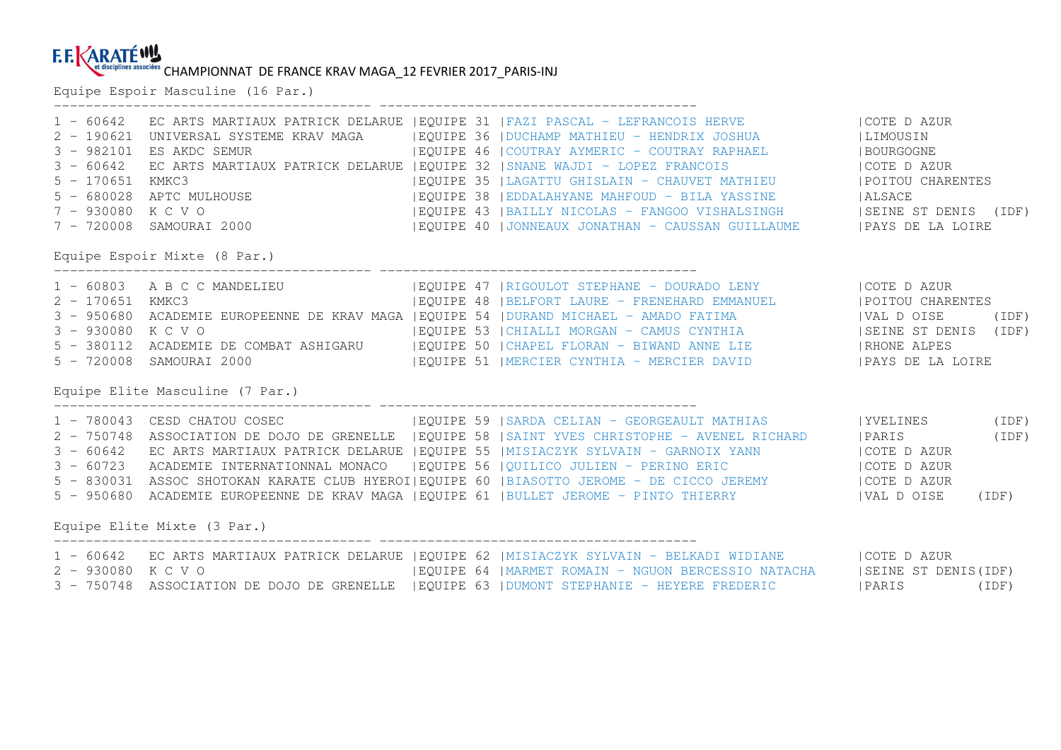F.F.KARATÉ et disciplines associées CHAMPIONNAT DE FRANCE KRAV MAGA_12 FEVRIER 2017_PARIS-INJ

## Equipe Espoir Masculine (16 Par.)

| Rang | Club | Equipe | Membres | Région |
|---|---|---|---|---|
| 1 - 60642 | EC ARTS MARTIAUX PATRICK DELARUE | EQUIPE 31 | FAZI PASCAL - LEFRANCOIS HERVE | COTE D AZUR |
| 2 - 190621 | UNIVERSAL SYSTEME KRAV MAGA | EQUIPE 36 | DUCHAMP MATHIEU - HENDRIX JOSHUA | LIMOUSIN |
| 3 - 982101 | ES AKDC SEMUR | EQUIPE 46 | COUTRAY AYMERIC - COUTRAY RAPHAEL | BOURGOGNE |
| 3 - 60642 | EC ARTS MARTIAUX PATRICK DELARUE | EQUIPE 32 | SNANE WAJDI - LOPEZ FRANCOIS | COTE D AZUR |
| 5 - 170651 | KMKC3 | EQUIPE 35 | LAGATTU GHISLAIN - CHAUVET MATHIEU | POITOU CHARENTES |
| 5 - 680028 | APTC MULHOUSE | EQUIPE 38 | EDDALAHYANE MAHFOUD - BILA YASSINE | ALSACE |
| 7 - 930080 | K C V O | EQUIPE 43 | BAILLY NICOLAS - FANGOO VISHALSINGH | SEINE ST DENIS (IDF) |
| 7 - 720008 | SAMOURAI 2000 | EQUIPE 40 | JONNEAUX JONATHAN - CAUSSAN GUILLAUME | PAYS DE LA LOIRE |

## Equipe Espoir Mixte (8 Par.)

| Rang | Club | Equipe | Membres | Région |
|---|---|---|---|---|
| 1 - 60803 | A B C C MANDELIEU | EQUIPE 47 | RIGOULOT STEPHANE - DOURADO LENY | COTE D AZUR |
| 2 - 170651 | KMKC3 | EQUIPE 48 | BELFORT LAURE - FRENEHARD EMMANUEL | POITOU CHARENTES |
| 3 - 950680 | ACADEMIE EUROPEENNE DE KRAV MAGA | EQUIPE 54 | DURAND MICHAEL - AMADO FATIMA | VAL D OISE (IDF) |
| 3 - 930080 | K C V O | EQUIPE 53 | CHIALLI MORGAN - CAMUS CYNTHIA | SEINE ST DENIS (IDF) |
| 5 - 380112 | ACADEMIE DE COMBAT ASHIGARU | EQUIPE 50 | CHAPEL FLORAN - BIWAND ANNE LIE | RHONE ALPES |
| 5 - 720008 | SAMOURAI 2000 | EQUIPE 51 | MERCIER CYNTHIA - MERCIER DAVID | PAYS DE LA LOIRE |

## Equipe Elite Masculine (7 Par.)

| Rang | Club | Equipe | Membres | Région |
|---|---|---|---|---|
| 1 - 780043 | CESD CHATOU COSEC | EQUIPE 59 | SARDA CELIAN - GEORGEAULT MATHIAS | YVELINES (IDF) |
| 2 - 750748 | ASSOCIATION DE DOJO DE GRENELLE | EQUIPE 58 | SAINT YVES CHRISTOPHE - AVENEL RICHARD | PARIS (IDF) |
| 3 - 60642 | EC ARTS MARTIAUX PATRICK DELARUE | EQUIPE 55 | MISIACZYK SYLVAIN - GARNOIX YANN | COTE D AZUR |
| 3 - 60723 | ACADEMIE INTERNATIONNAL MONACO | EQUIPE 56 | QUILICO JULIEN - PERINO ERIC | COTE D AZUR |
| 5 - 830031 | ASSOC SHOTOKAN KARATE CLUB HYEROI | EQUIPE 60 | BIASOTTO JEROME - DE CICCO JEREMY | COTE D AZUR |
| 5 - 950680 | ACADEMIE EUROPEENNE DE KRAV MAGA | EQUIPE 61 | BULLET JEROME - PINTO THIERRY | VAL D OISE (IDF) |

## Equipe Elite Mixte (3 Par.)

| Rang | Club | Equipe | Membres | Région |
|---|---|---|---|---|
| 1 - 60642 | EC ARTS MARTIAUX PATRICK DELARUE | EQUIPE 62 | MISIACZYK SYLVAIN - BELKADI WIDIANE | COTE D AZUR |
| 2 - 930080 | K C V O | EQUIPE 64 | MARMET ROMAIN - NGUON BERCESSIO NATACHA | SEINE ST DENIS(IDF) |
| 3 - 750748 | ASSOCIATION DE DOJO DE GRENELLE | EQUIPE 63 | DUMONT STEPHANIE - HEYERE FREDERIC | PARIS (IDF) |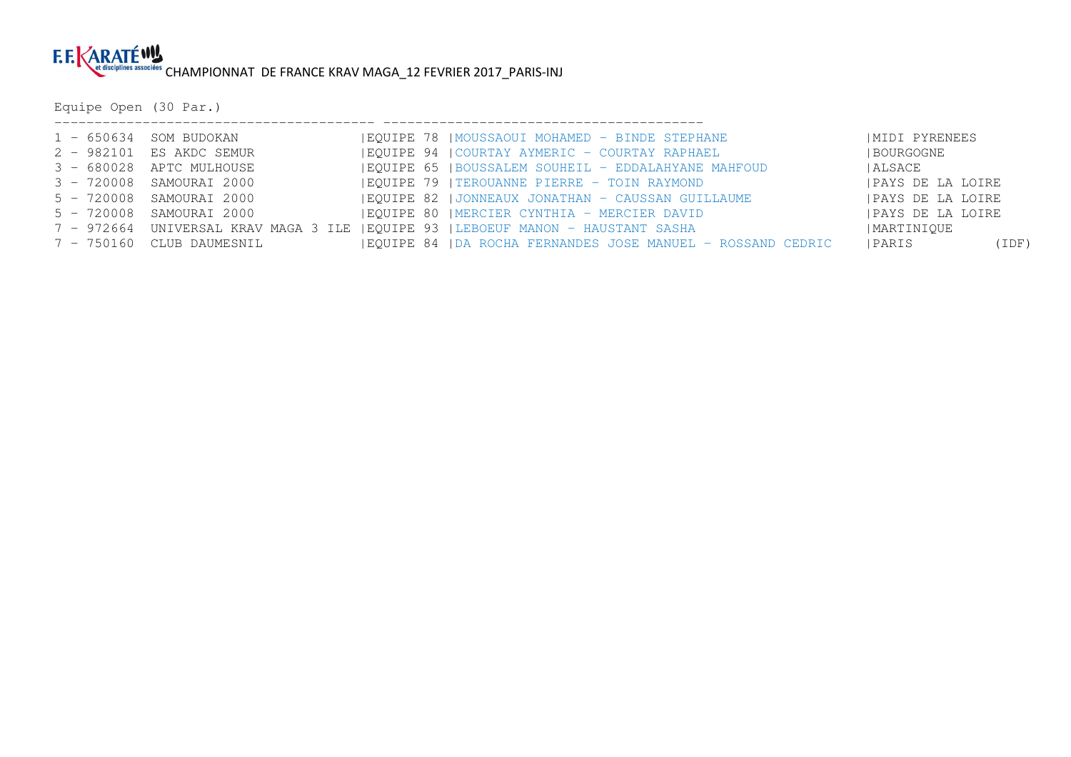F.F. KARATÉ et disciplines associées CHAMPIONNAT DE FRANCE KRAV MAGA_12 FEVRIER 2017_PARIS-INJ

Equipe Open (30 Par.)

| | | | | | | |
|---|---|---|---|---|---|---|
| 1 - 650634 | SOM BUDOKAN | EQUIPE 78 | MOUSSAOUI MOHAMED - BINDE STEPHANE | MIDI PYRENEES | |
| 2 - 982101 | ES AKDC SEMUR | EQUIPE 94 | COURTAY AYMERIC - COURTAY RAPHAEL | BOURGOGNE | |
| 3 - 680028 | APTC MULHOUSE | EQUIPE 65 | BOUSSALEM SOUHEIL - EDDALAHYANE MAHFOUD | ALSACE | |
| 3 - 720008 | SAMOURAI 2000 | EQUIPE 79 | TEROUANNE PIERRE - TOIN RAYMOND | PAYS DE LA LOIRE | |
| 5 - 720008 | SAMOURAI 2000 | EQUIPE 82 | JONNEAUX JONATHAN - CAUSSAN GUILLAUME | PAYS DE LA LOIRE | |
| 5 - 720008 | SAMOURAI 2000 | EQUIPE 80 | MERCIER CYNTHIA - MERCIER DAVID | PAYS DE LA LOIRE | |
| 7 - 972664 | UNIVERSAL KRAV MAGA 3 ILE | EQUIPE 93 | LEBOEUF MANON - HAUSTANT SASHA | MARTINIQUE | |
| 7 - 750160 | CLUB DAUMESNIL | EQUIPE 84 | DA ROCHA FERNANDES JOSE MANUEL - ROSSAND CEDRIC | PARIS | (IDF) |